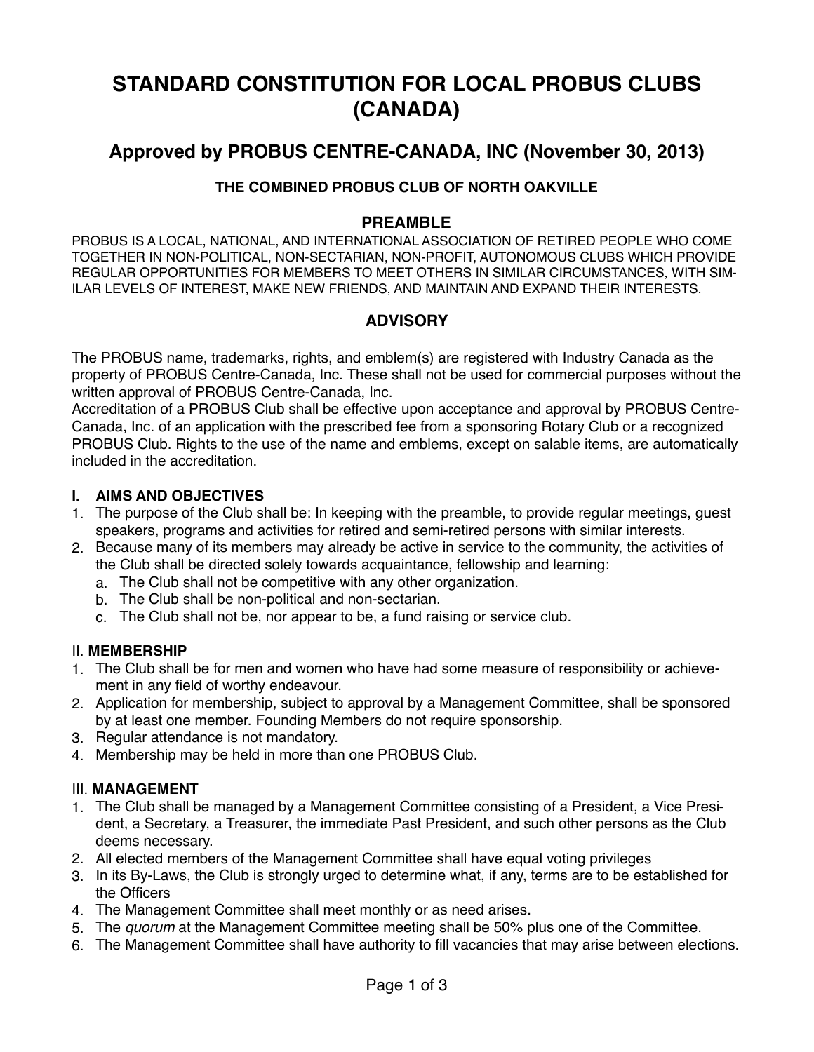# STANDARD CONSTITUTION FOR LOCAL PROBUS CLUBS (CANADA)

## Approved by PROBUS CENTRE-CANADA, INC (November 30, 2013)

### THE COMBINED PROBUS CLUB OF NORTH OAKVILLE

### PREAMBLE

PROBUS IS A LOCAL, NATIONAL, AND INTERNATIONAL ASSOCIATION OF RETIRED PEOPLE WHO COME TOGETHER IN NON-POLITICAL, NON-SECTARIAN, NON-PROFIT, AUTONOMOUS CLUBS WHICH PROVIDE REGULAR OPPORTUNITIES FOR MEMBERS TO MEET OTHERS IN SIMILAR CIRCUMSTANCES, WITH SIMILAR LEVELS OF INTEREST, MAKE NEW FRIENDS, AND MAINTAIN AND EXPAND THEIR INTERESTS.

### ADVISORY

The PROBUS name, trademarks, rights, and emblem(s) are registered with Industry Canada as the property of PROBUS Centre-Canada, Inc. These shall not be used for commercial purposes without the written approval of PROBUS Centre-Canada, Inc.
Accreditation of a PROBUS Club shall be effective upon acceptance and approval by PROBUS Centre-Canada, Inc. of an application with the prescribed fee from a sponsoring Rotary Club or a recognized PROBUS Club. Rights to the use of the name and emblems, except on salable items, are automatically included in the accreditation.

**I. AIMS AND OBJECTIVES**

1. The purpose of the Club shall be: In keeping with the preamble, to provide regular meetings, guest speakers, programs and activities for retired and semi-retired persons with similar interests.
2. Because many of its members may already be active in service to the community, the activities of the Club shall be directed solely towards acquaintance, fellowship and learning:
   a. The Club shall not be competitive with any other organization.
   b. The Club shall be non-political and non-sectarian.
   c. The Club shall not be, nor appear to be, a fund raising or service club.

II. **MEMBERSHIP**

1. The Club shall be for men and women who have had some measure of responsibility or achievement in any field of worthy endeavour.
2. Application for membership, subject to approval by a Management Committee, shall be sponsored by at least one member. Founding Members do not require sponsorship.
3. Regular attendance is not mandatory.
4. Membership may be held in more than one PROBUS Club.

III. **MANAGEMENT**

1. The Club shall be managed by a Management Committee consisting of a President, a Vice President, a Secretary, a Treasurer, the immediate Past President, and such other persons as the Club deems necessary.
2. All elected members of the Management Committee shall have equal voting privileges
3. In its By-Laws, the Club is strongly urged to determine what, if any, terms are to be established for the Officers
4. The Management Committee shall meet monthly or as need arises.
5. The *quorum* at the Management Committee meeting shall be 50% plus one of the Committee.
6. The Management Committee shall have authority to fill vacancies that may arise between elections.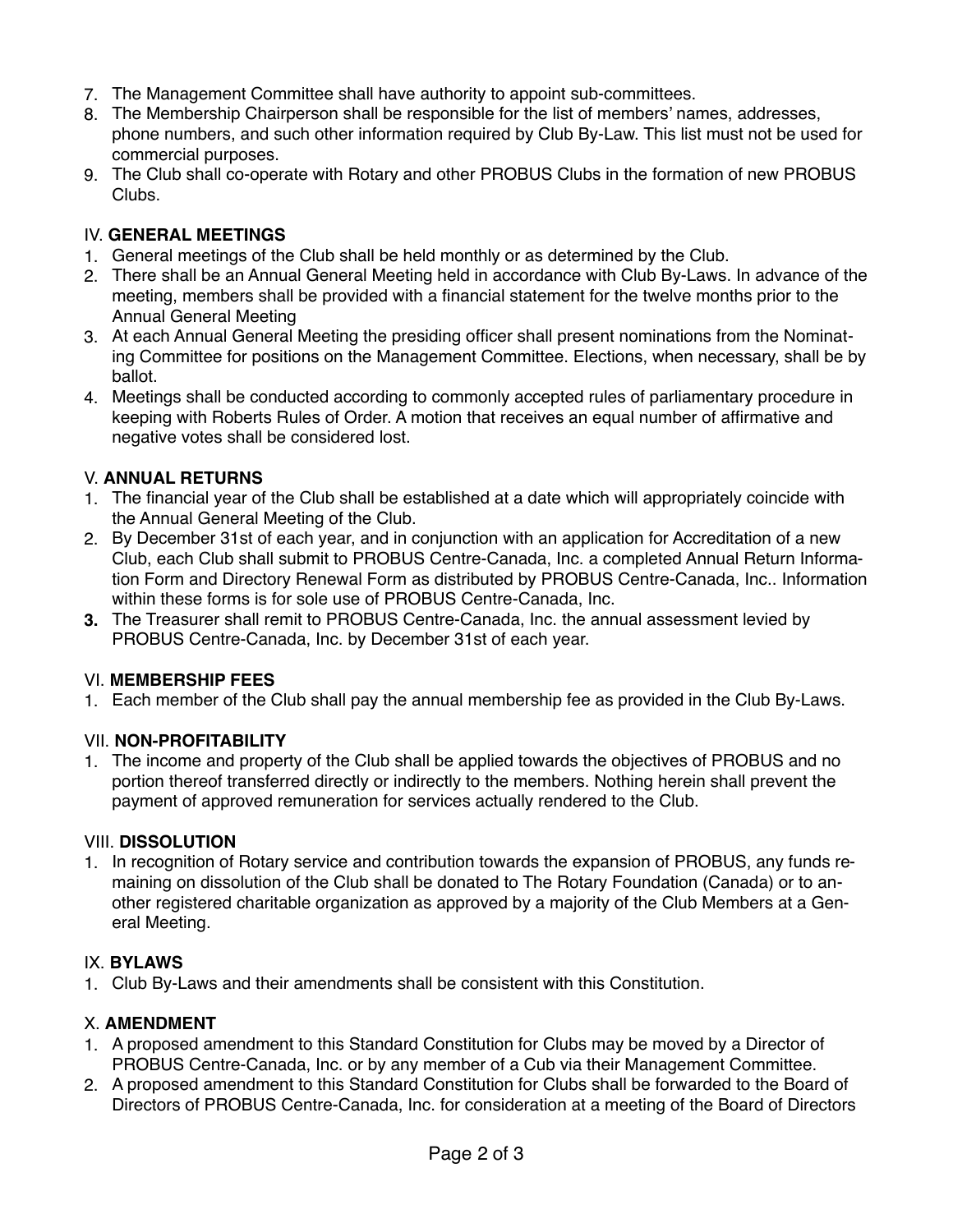7. The Management Committee shall have authority to appoint sub-committees.
8. The Membership Chairperson shall be responsible for the list of members' names, addresses, phone numbers, and such other information required by Club By-Law. This list must not be used for commercial purposes.
9. The Club shall co-operate with Rotary and other PROBUS Clubs in the formation of new PROBUS Clubs.

## IV. **GENERAL MEETINGS**

1. General meetings of the Club shall be held monthly or as determined by the Club.
2. There shall be an Annual General Meeting held in accordance with Club By-Laws. In advance of the meeting, members shall be provided with a financial statement for the twelve months prior to the Annual General Meeting
3. At each Annual General Meeting the presiding officer shall present nominations from the Nominating Committee for positions on the Management Committee. Elections, when necessary, shall be by ballot.
4. Meetings shall be conducted according to commonly accepted rules of parliamentary procedure in keeping with Roberts Rules of Order. A motion that receives an equal number of affirmative and negative votes shall be considered lost.

## V. **ANNUAL RETURNS**

1. The financial year of the Club shall be established at a date which will appropriately coincide with the Annual General Meeting of the Club.
2. By December 31st of each year, and in conjunction with an application for Accreditation of a new Club, each Club shall submit to PROBUS Centre-Canada, Inc. a completed Annual Return Information Form and Directory Renewal Form as distributed by PROBUS Centre-Canada, Inc.. Information within these forms is for sole use of PROBUS Centre-Canada, Inc.
3. The Treasurer shall remit to PROBUS Centre-Canada, Inc. the annual assessment levied by PROBUS Centre-Canada, Inc. by December 31st of each year.

## VI. **MEMBERSHIP FEES**

1. Each member of the Club shall pay the annual membership fee as provided in the Club By-Laws.

## VII. **NON-PROFITABILITY**

1. The income and property of the Club shall be applied towards the objectives of PROBUS and no portion thereof transferred directly or indirectly to the members. Nothing herein shall prevent the payment of approved remuneration for services actually rendered to the Club.

## VIII. **DISSOLUTION**

1. In recognition of Rotary service and contribution towards the expansion of PROBUS, any funds remaining on dissolution of the Club shall be donated to The Rotary Foundation (Canada) or to another registered charitable organization as approved by a majority of the Club Members at a General Meeting.

## IX. **BYLAWS**

1. Club By-Laws and their amendments shall be consistent with this Constitution.

## X. **AMENDMENT**

1. A proposed amendment to this Standard Constitution for Clubs may be moved by a Director of PROBUS Centre-Canada, Inc. or by any member of a Cub via their Management Committee.
2. A proposed amendment to this Standard Constitution for Clubs shall be forwarded to the Board of Directors of PROBUS Centre-Canada, Inc. for consideration at a meeting of the Board of Directors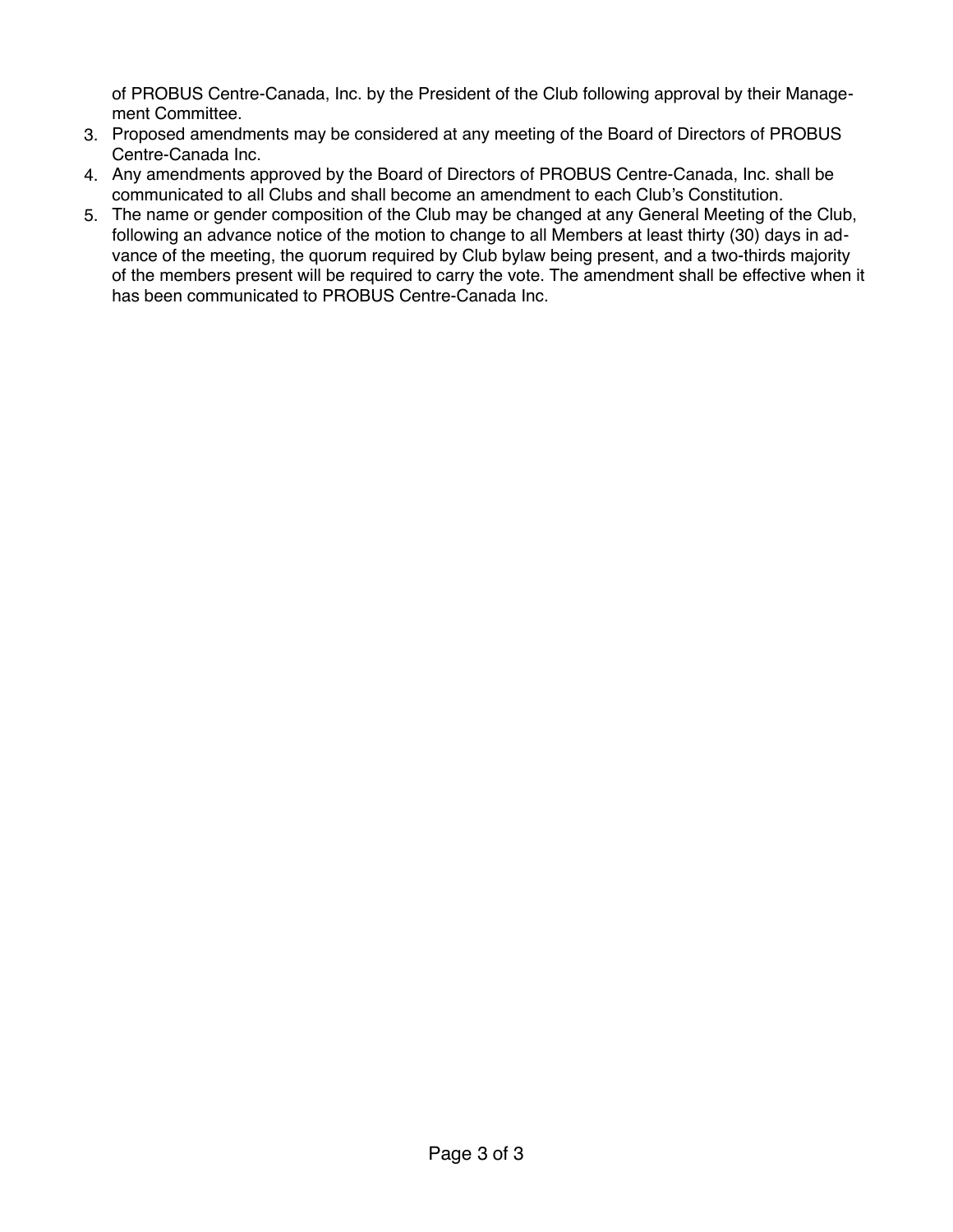of PROBUS Centre-Canada, Inc. by the President of the Club following approval by their Management Committee.

3. Proposed amendments may be considered at any meeting of the Board of Directors of PROBUS Centre-Canada Inc.
4. Any amendments approved by the Board of Directors of PROBUS Centre-Canada, Inc. shall be communicated to all Clubs and shall become an amendment to each Club's Constitution.
5. The name or gender composition of the Club may be changed at any General Meeting of the Club, following an advance notice of the motion to change to all Members at least thirty (30) days in advance of the meeting, the quorum required by Club bylaw being present, and a two-thirds majority of the members present will be required to carry the vote. The amendment shall be effective when it has been communicated to PROBUS Centre-Canada Inc.